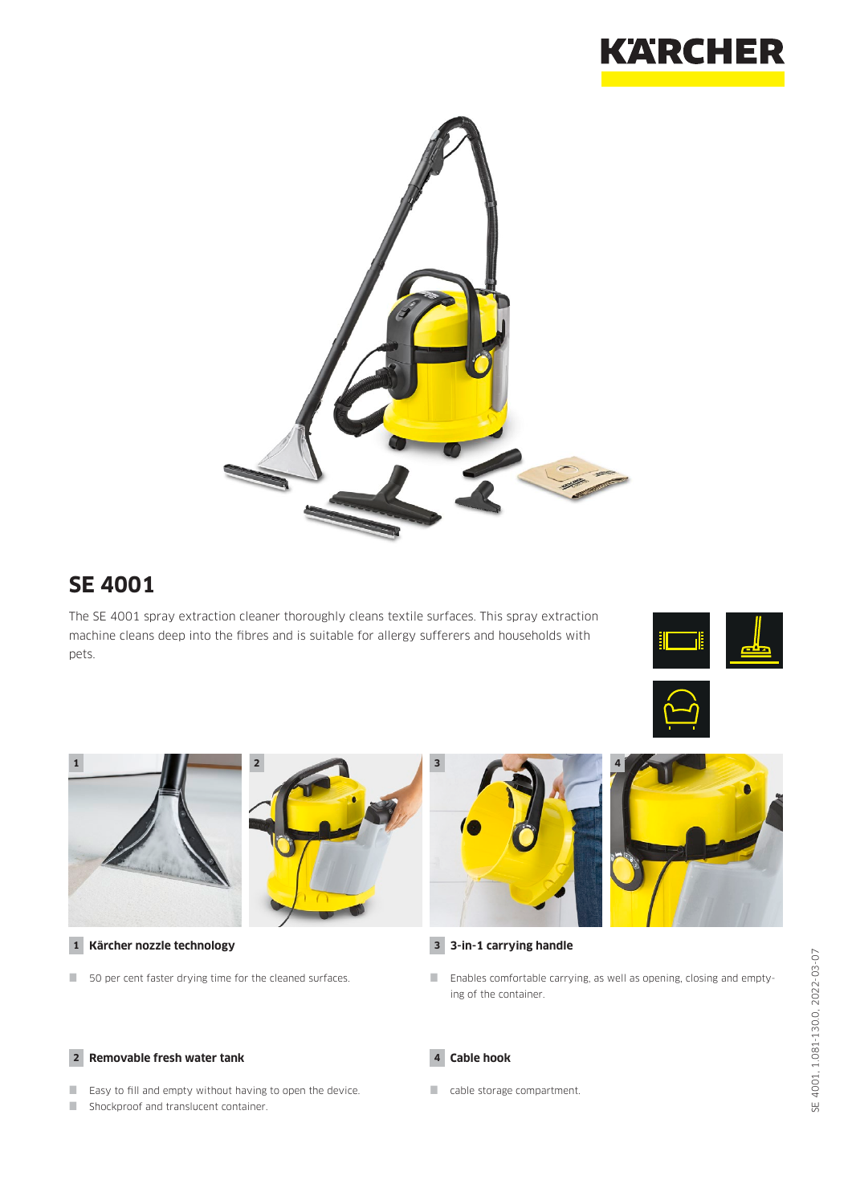# SE 4001

The SE 4001 spray extraction cleaner thoroughly cleans textile surfaces. This spray extraction machine cleans deep into the fibres and is suitable for allergy sufferers and households with pets.

### 1 Kärcher nozzle technology

- 50 per cent faster drying time for the cleaned surfaces.

### 2 Removable fresh water tank

- Easy to fill and empty without having to open the device.
- Shockproof and translucent container.

### 3 3-in-1 carrying handle

- Enables comfortable carrying, as well as opening, closing and emptying of the container.

### 4 Cable hook

- cable storage compartment.

SE 4001, 1.081-130.0, 2022-03-07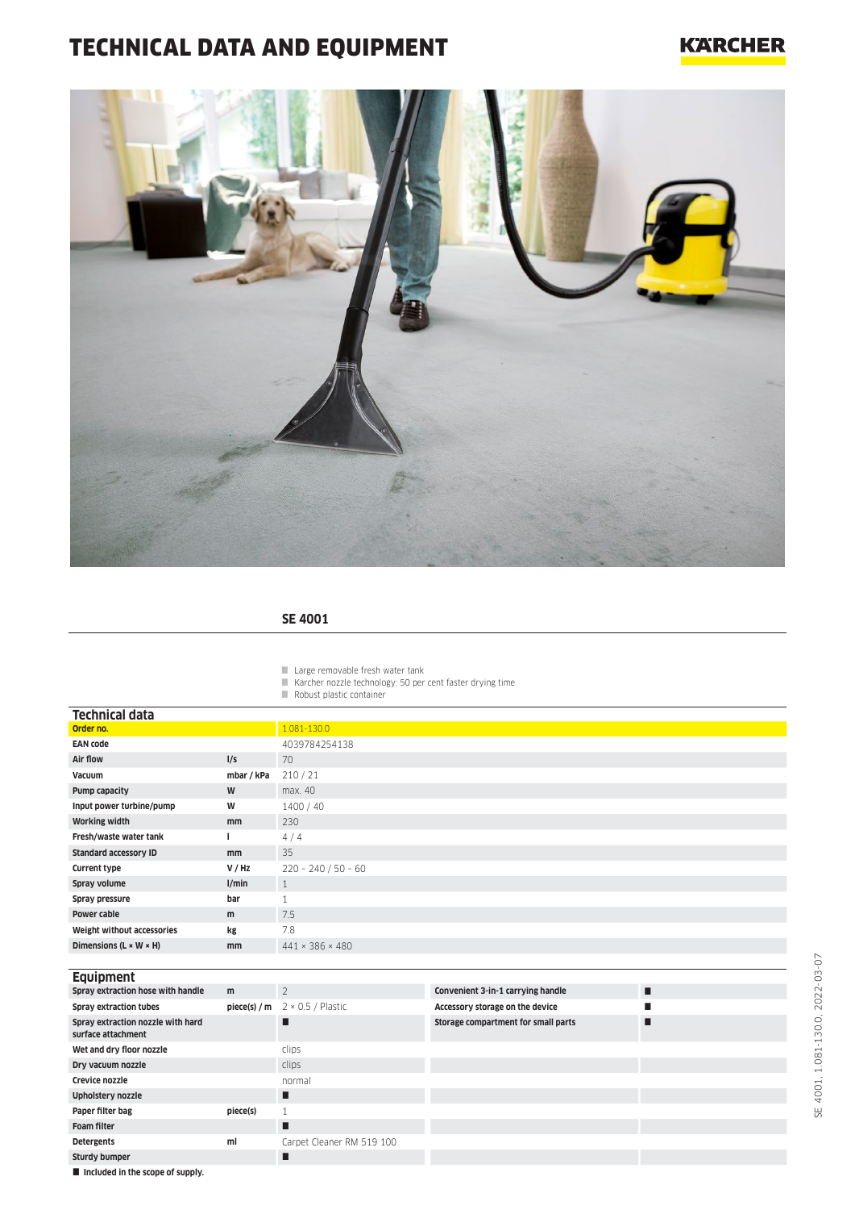# TECHNICAL DATA AND EQUIPMENT

## SE 4001

- Large removable fresh water tank
- Kärcher nozzle technology: 50 per cent faster drying time
- Robust plastic container

### Technical data

| | | |
|---|---|---|
| **Order no.** | | 1.081-130.0 |
| **EAN code** | | 4039784254138 |
| **Air flow** | **l/s** | 70 |
| **Vacuum** | **mbar / kPa** | 210 / 21 |
| **Pump capacity** | **W** | max. 40 |
| **Input power turbine/pump** | **W** | 1400 / 40 |
| **Working width** | **mm** | 230 |
| **Fresh/waste water tank** | **l** | 4 / 4 |
| **Standard accessory ID** | **mm** | 35 |
| **Current type** | **V / Hz** | 220 - 240 / 50 - 60 |
| **Spray volume** | **l/min** | 1 |
| **Spray pressure** | **bar** | 1 |
| **Power cable** | **m** | 7.5 |
| **Weight without accessories** | **kg** | 7.8 |
| **Dimensions (L × W × H)** | **mm** | 441 × 386 × 480 |

### Equipment

| | | | | |
|---|---|---|---|---|
| **Spray extraction hose with handle** | **m** | 2 | **Convenient 3-in-1 carrying handle** | ■ |
| **Spray extraction tubes** | **piece(s) / m** | 2 × 0.5 / Plastic | **Accessory storage on the device** | ■ |
| **Spray extraction nozzle with hard surface attachment** | | ■ | **Storage compartment for small parts** | ■ |
| **Wet and dry floor nozzle** | | clips | | |
| **Dry vacuum nozzle** | | clips | | |
| **Crevice nozzle** | | normal | | |
| **Upholstery nozzle** | | ■ | | |
| **Paper filter bag** | **piece(s)** | 1 | | |
| **Foam filter** | | ■ | | |
| **Detergents** | **ml** | Carpet Cleaner RM 519 100 | | |
| **Sturdy bumper** | | ■ | | |

■ **Included in the scope of supply.**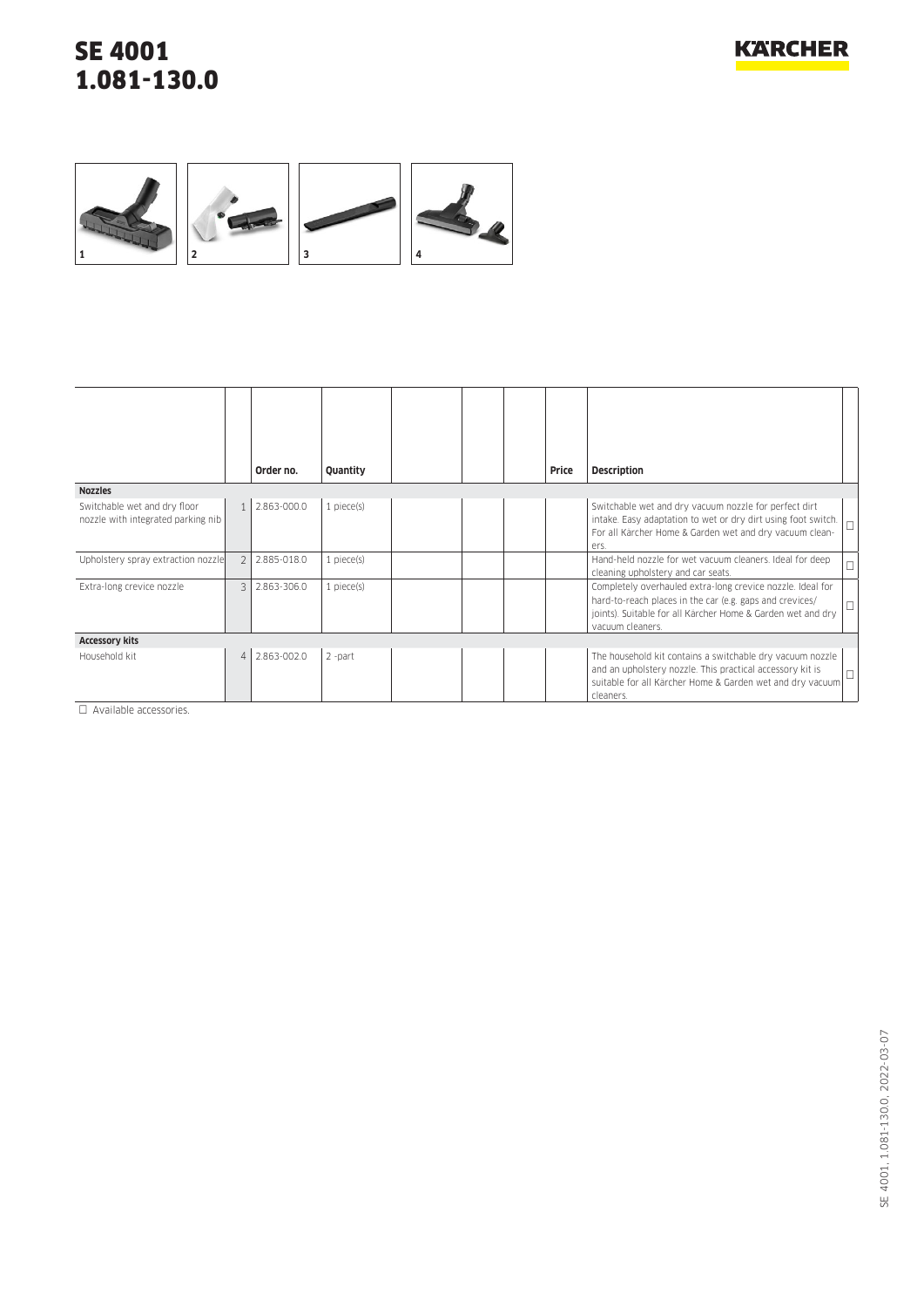# SE 4001
# 1.081-130.0

| | | Order no. | Quantity | | | | Price | Description | |
|---|---|---|---|---|---|---|---|---|---|
| **Nozzles** | | | | | | | | | |
| Switchable wet and dry floor nozzle with integrated parking nib | 1 | 2.863-000.0 | 1 piece(s) | | | | | Switchable wet and dry vacuum nozzle for perfect dirt intake. Easy adaptation to wet or dry dirt using foot switch. For all Kärcher Home & Garden wet and dry vacuum cleaners. | □ |
| Upholstery spray extraction nozzle | 2 | 2.885-018.0 | 1 piece(s) | | | | | Hand-held nozzle for wet vacuum cleaners. Ideal for deep cleaning upholstery and car seats. | □ |
| Extra-long crevice nozzle | 3 | 2.863-306.0 | 1 piece(s) | | | | | Completely overhauled extra-long crevice nozzle. Ideal for hard-to-reach places in the car (e.g. gaps and crevices/joints). Suitable for all Kärcher Home & Garden wet and dry vacuum cleaners. | □ |
| **Accessory kits** | | | | | | | | | |
| Household kit | 4 | 2.863-002.0 | 2 -part | | | | | The household kit contains a switchable dry vacuum nozzle and an upholstery nozzle. This practical accessory kit is suitable for all Kärcher Home & Garden wet and dry vacuum cleaners. | □ |

□ Available accessories.